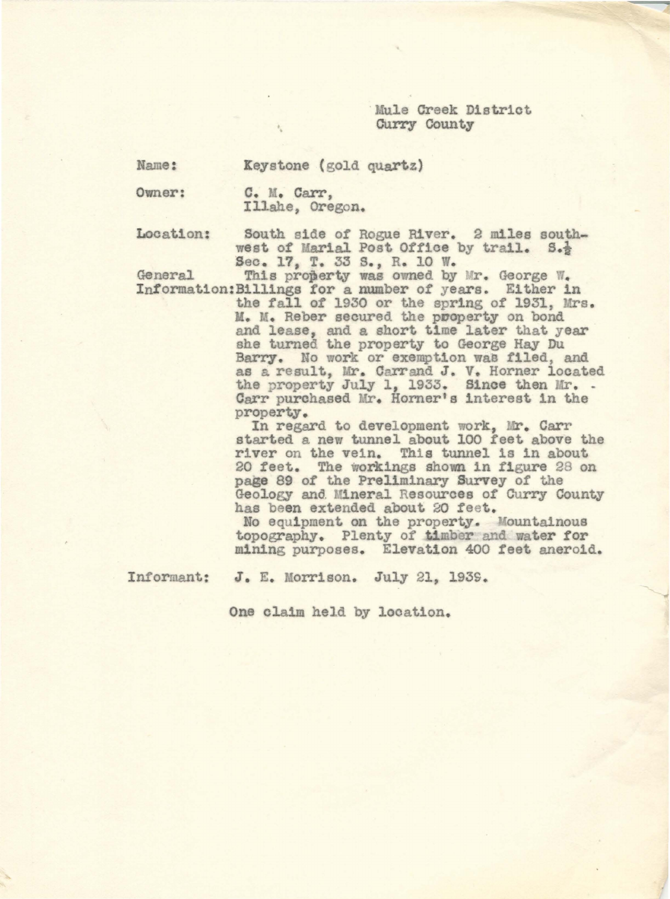Mule Creek District
Curry County

Name: Keystone (gold quartz)

Owner: C. M. Carr,
Illahe, Oregon.

Location: South side of Rogue River. 2 miles southwest of Marial Post Office by trail. S.½ Sec. 17, T. 33 S., R. 10 W.

General Information: This property was owned by Mr. George W. Billings for a number of years. Either in the fall of 1930 or the spring of 1931, Mrs. M. M. Reber secured the property on bond and lease, and a short time later that year she turned the property to George Hay Du Barry. No work or exemption was filed, and as a result, Mr. Carr and J. V. Horner located the property July 1, 1933. Since then Mr. Carr purchased Mr. Horner's interest in the property.

In regard to development work, Mr. Carr started a new tunnel about 100 feet above the river on the vein. This tunnel is in about 20 feet. The workings shown in figure 28 on page 89 of the Preliminary Survey of the Geology and Mineral Resources of Curry County has been extended about 20 feet.

No equipment on the property. Mountainous topography. Plenty of timber and water for mining purposes. Elevation 400 feet aneroid.

Informant: J. E. Morrison. July 21, 1939.

One claim held by location.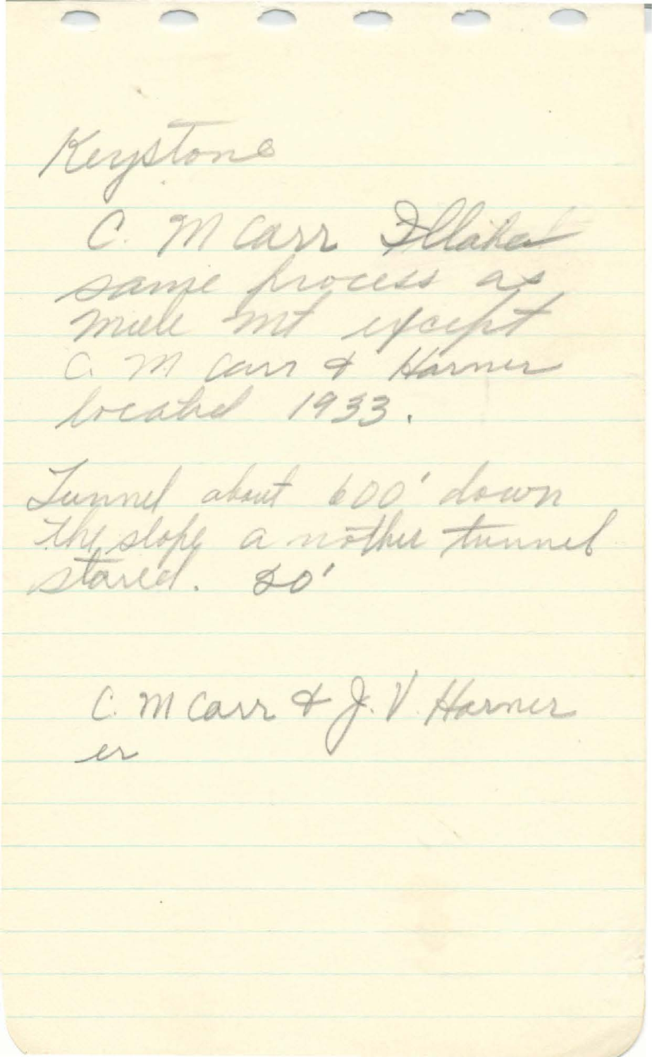Keystone

C. M Carr Ellaket
same process as
mule mt except
C. M Carr & Harner
located 1933.

Tunnel about 600' down
the slope a nother tunnel
stared. 80'

C. M Carr & J. V. Harner
er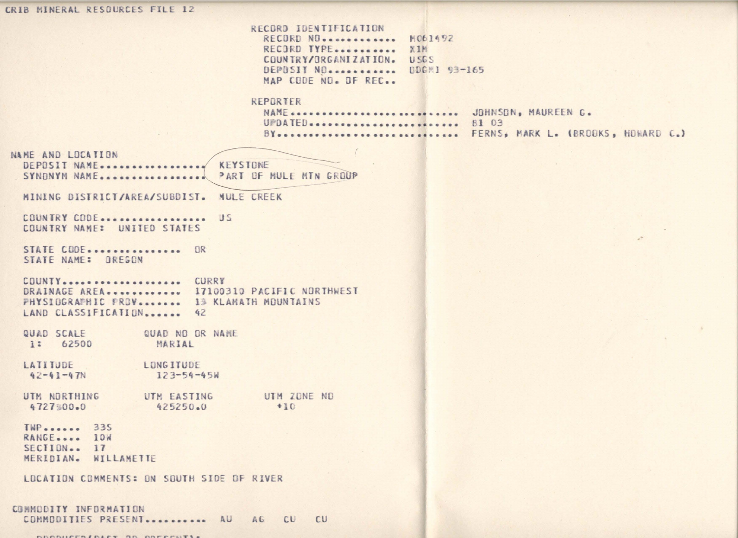CRIB MINERAL RESOURCES FILE 12

RECORD IDENTIFICATION
- RECORD NO............ M061492
- RECORD TYPE.......... XIM
- COUNTRY/ORGANIZATION. USGS
- DEPOSIT NO........... DDGMI 93-165
- MAP CODE NO. OF REC..

REPORTER
- NAME.......................... JOHNSON, MAUREEN G.
- UPDATED....................... 81 03
- BY............................ FERNS, MARK L. (BROOKS, HOWARD C.)

NAME AND LOCATION
- DEPOSIT NAME................. KEYSTONE
- SYNONYM NAME................. PART OF MULE MTN GROUP

MINING DISTRICT/AREA/SUBDIST. MULE CREEK

COUNTRY CODE................. US
COUNTRY NAME: UNITED STATES

STATE CODE............... OR
STATE NAME: OREGON

COUNTY.................. CURRY
DRAINAGE AREA........... 17100310 PACIFIC NORTHWEST
PHYSIOGRAPHIC PROV....... 13 KLAMATH MOUNTAINS
LAND CLASSIFICATION...... 42

| QUAD SCALE | QUAD NO OR NAME | |
|---|---|---|
| 1: 62500 | MARIAL | |
| **LATITUDE** | **LONGITUDE** | |
| 42-41-47N | 123-54-45W | |
| **UTM NORTHING** | **UTM EASTING** | **UTM ZONE NO** |
| 4727300.0 | 425250.0 | +10 |

TWP...... 33S
RANGE.... 10W
SECTION.. 17
MERIDIAN. WILLAMETTE

LOCATION COMMENTS: ON SOUTH SIDE OF RIVER

COMMODITY INFORMATION
- COMMODITIES PRESENT.......... AU AG CU CU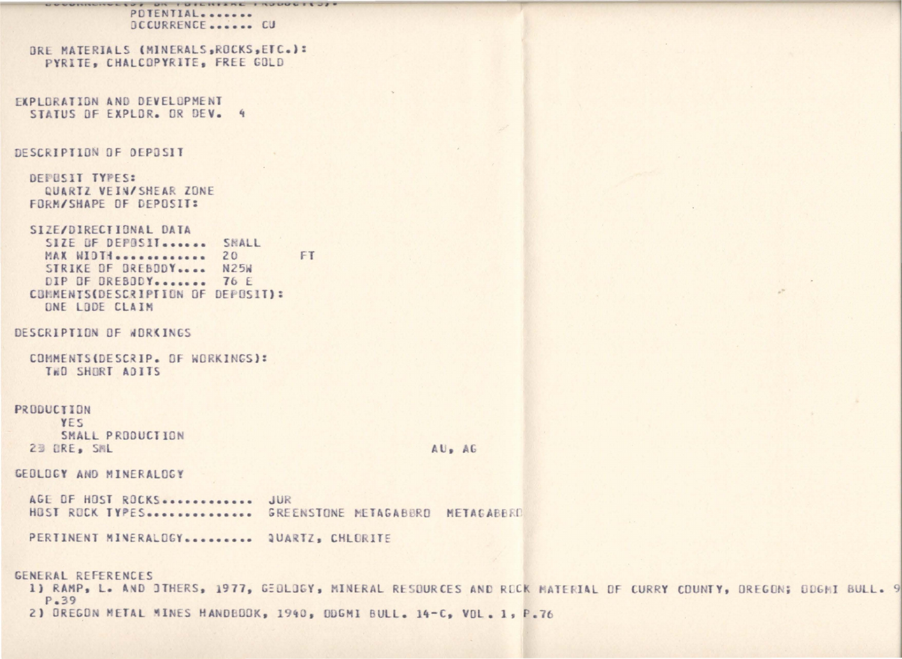POTENTIAL.......
OCCURRENCE...... CU

ORE MATERIALS (MINERALS,ROCKS,ETC.):
PYRITE, CHALCOPYRITE, FREE GOLD

EXPLORATION AND DEVELOPMENT
STATUS OF EXPLOR. OR DEV. 4

DESCRIPTION OF DEPOSIT

DEPOSIT TYPES:
QUARTZ VEIN/SHEAR ZONE
FORM/SHAPE OF DEPOSIT:

SIZE/DIRECTIONAL DATA
SIZE OF DEPOSIT...... SMALL
MAX WIDTH............ 20 FT
STRIKE OF OREBODY.... N25W
DIP OF OREBODY....... 76 E
COMMENTS(DESCRIPTION OF DEPOSIT):
ONE LODE CLAIM

DESCRIPTION OF WORKINGS

COMMENTS(DESCRIP. OF WORKINGS):
TWO SHORT ADITS

PRODUCTION
YES
SMALL PRODUCTION
23 ORE, SML AU, AG

GEOLOGY AND MINERALOGY

AGE OF HOST ROCKS............ JUR
HOST ROCK TYPES.............. GREENSTONE METAGABBRO METAGABBRO

PERTINENT MINERALOGY......... QUARTZ, CHLORITE

GENERAL REFERENCES
1) RAMP, L. AND OTHERS, 1977, GEOLOGY, MINERAL RESOURCES AND ROCK MATERIAL OF CURRY COUNTY, OREGON; ODGMI BULL. 9 P.39
2) OREGON METAL MINES HANDBOOK, 1940, ODGMI BULL. 14-C, VOL. 1, P.76